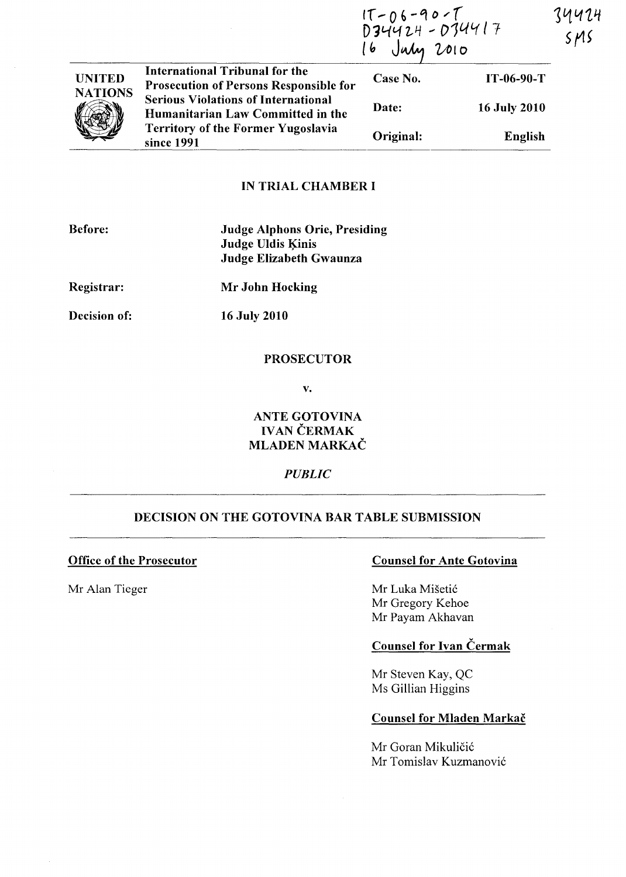IT-06-90-T
D34424 - D34417
16 July 2010

34424
SMS

| UNITED NATIONS | International Tribunal for the Prosecution of Persons Responsible for Serious Violations of International Humanitarian Law Committed in the Territory of the Former Yugoslavia since 1991 | Case No. | IT-06-90-T |
|---|---|---|---|
| | | Date: | 16 July 2010 |
| | | Original: | English |

## IN TRIAL CHAMBER I

**Before:** **Judge Alphons Orie, Presiding**
**Judge Uldis Ķinis**
**Judge Elizabeth Gwaunza**

**Registrar:** **Mr John Hocking**

**Decision of:** **16 July 2010**

**PROSECUTOR**

**v.**

**ANTE GOTOVINA**
**IVAN ČERMAK**
**MLADEN MARKAČ**

***PUBLIC***

## DECISION ON THE GOTOVINA BAR TABLE SUBMISSION

**Office of the Prosecutor**

Mr Alan Tieger

**Counsel for Ante Gotovina**

Mr Luka Mišetić
Mr Gregory Kehoe
Mr Payam Akhavan

**Counsel for Ivan Čermak**

Mr Steven Kay, QC
Ms Gillian Higgins

**Counsel for Mladen Markač**

Mr Goran Mikuličić
Mr Tomislav Kuzmanović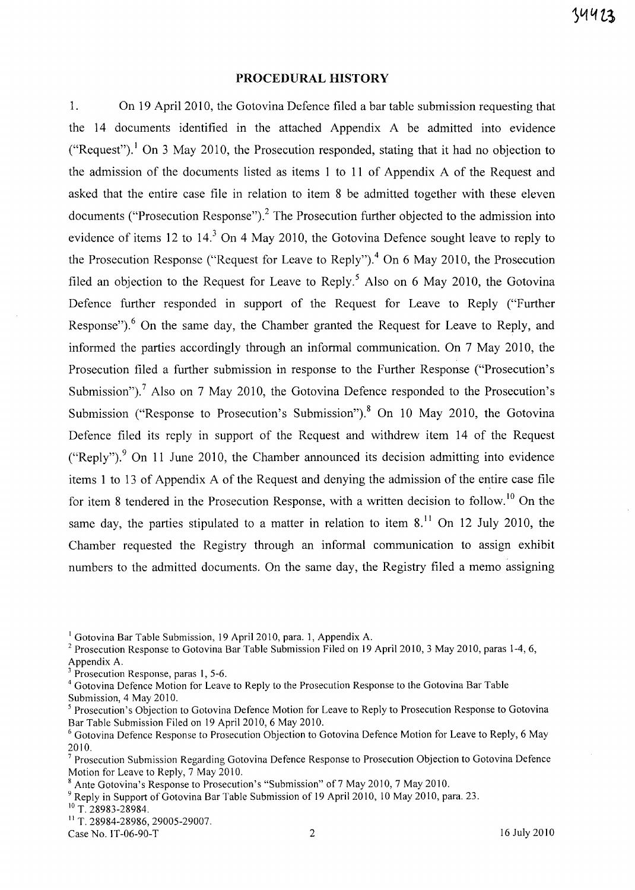## PROCEDURAL HISTORY

1. On 19 April 2010, the Gotovina Defence filed a bar table submission requesting that the 14 documents identified in the attached Appendix A be admitted into evidence ("Request").[1] On 3 May 2010, the Prosecution responded, stating that it had no objection to the admission of the documents listed as items 1 to 11 of Appendix A of the Request and asked that the entire case file in relation to item 8 be admitted together with these eleven documents ("Prosecution Response").[2] The Prosecution further objected to the admission into evidence of items 12 to 14.[3] On 4 May 2010, the Gotovina Defence sought leave to reply to the Prosecution Response ("Request for Leave to Reply").[4] On 6 May 2010, the Prosecution filed an objection to the Request for Leave to Reply.[5] Also on 6 May 2010, the Gotovina Defence further responded in support of the Request for Leave to Reply ("Further Response").[6] On the same day, the Chamber granted the Request for Leave to Reply, and informed the parties accordingly through an informal communication. On 7 May 2010, the Prosecution filed a further submission in response to the Further Response ("Prosecution's Submission").[7] Also on 7 May 2010, the Gotovina Defence responded to the Prosecution's Submission ("Response to Prosecution's Submission").[8] On 10 May 2010, the Gotovina Defence filed its reply in support of the Request and withdrew item 14 of the Request ("Reply").[9] On 11 June 2010, the Chamber announced its decision admitting into evidence items 1 to 13 of Appendix A of the Request and denying the admission of the entire case file for item 8 tendered in the Prosecution Response, with a written decision to follow.[10] On the same day, the parties stipulated to a matter in relation to item 8.[11] On 12 July 2010, the Chamber requested the Registry through an informal communication to assign exhibit numbers to the admitted documents. On the same day, the Registry filed a memo assigning

---

[1] Gotovina Bar Table Submission, 19 April 2010, para. 1, Appendix A.

[2] Prosecution Response to Gotovina Bar Table Submission Filed on 19 April 2010, 3 May 2010, paras 1-4, 6, Appendix A.

[3] Prosecution Response, paras 1, 5-6.

[4] Gotovina Defence Motion for Leave to Reply to the Prosecution Response to the Gotovina Bar Table Submission, 4 May 2010.

[5] Prosecution's Objection to Gotovina Defence Motion for Leave to Reply to Prosecution Response to Gotovina Bar Table Submission Filed on 19 April 2010, 6 May 2010.

[6] Gotovina Defence Response to Prosecution Objection to Gotovina Defence Motion for Leave to Reply, 6 May 2010.

[7] Prosecution Submission Regarding Gotovina Defence Response to Prosecution Objection to Gotovina Defence Motion for Leave to Reply, 7 May 2010.

[8] Ante Gotovina's Response to Prosecution's "Submission" of 7 May 2010, 7 May 2010.

[9] Reply in Support of Gotovina Bar Table Submission of 19 April 2010, 10 May 2010, para. 23.

[10] T. 28983-28984.

[11] T. 28984-28986, 29005-29007.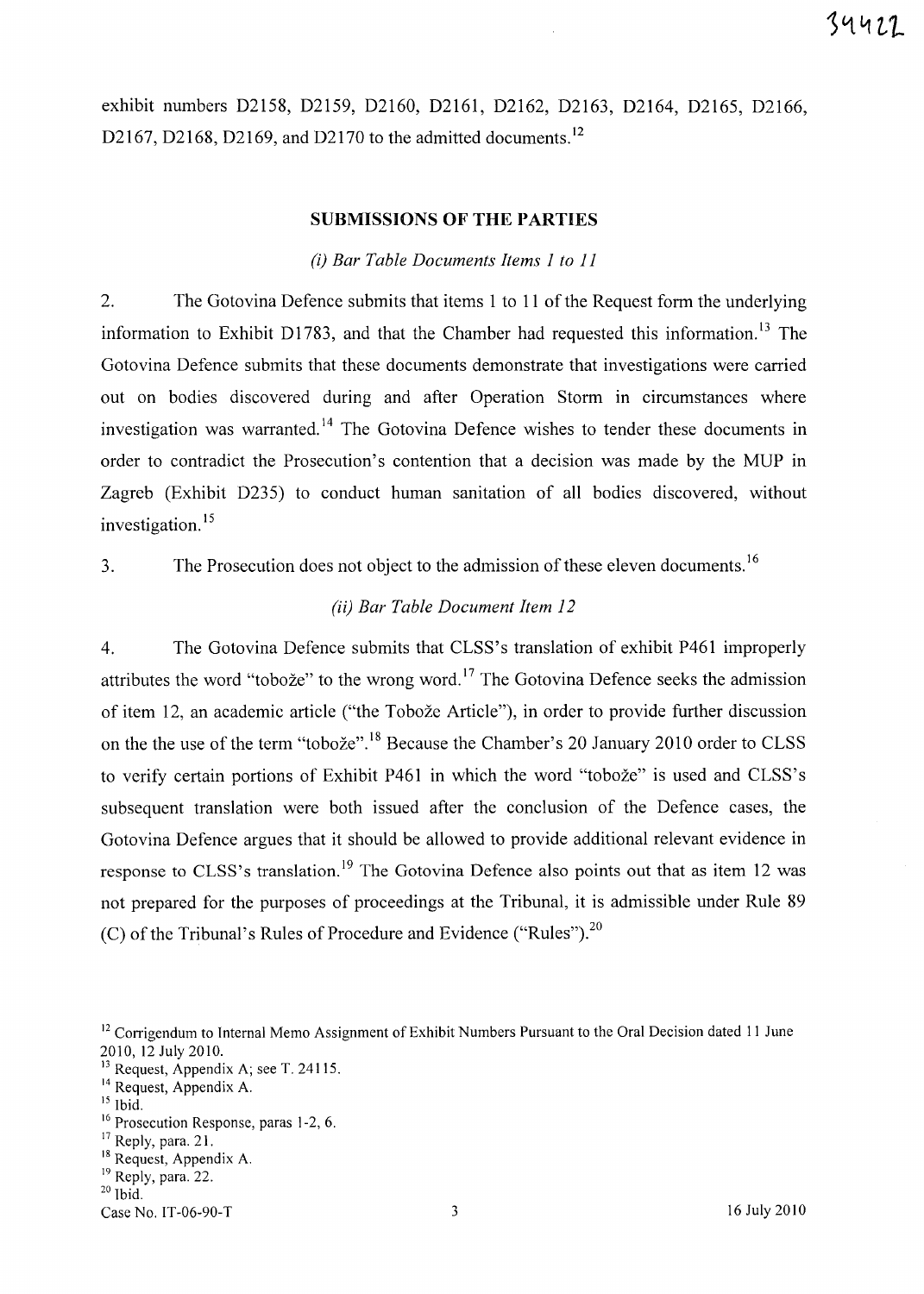exhibit numbers D2158, D2159, D2160, D2161, D2162, D2163, D2164, D2165, D2166, D2167, D2168, D2169, and D2170 to the admitted documents.[12]

## SUBMISSIONS OF THE PARTIES

### *(i) Bar Table Documents Items 1 to 11*

2. The Gotovina Defence submits that items 1 to 11 of the Request form the underlying information to Exhibit D1783, and that the Chamber had requested this information.[13] The Gotovina Defence submits that these documents demonstrate that investigations were carried out on bodies discovered during and after Operation Storm in circumstances where investigation was warranted.[14] The Gotovina Defence wishes to tender these documents in order to contradict the Prosecution's contention that a decision was made by the MUP in Zagreb (Exhibit D235) to conduct human sanitation of all bodies discovered, without investigation.[15]

3. The Prosecution does not object to the admission of these eleven documents.[16]

### *(ii) Bar Table Document Item 12*

4. The Gotovina Defence submits that CLSS's translation of exhibit P461 improperly attributes the word "tobože" to the wrong word.[17] The Gotovina Defence seeks the admission of item 12, an academic article ("the Tobože Article"), in order to provide further discussion on the the use of the term "tobože".[18] Because the Chamber's 20 January 2010 order to CLSS to verify certain portions of Exhibit P461 in which the word "tobože" is used and CLSS's subsequent translation were both issued after the conclusion of the Defence cases, the Gotovina Defence argues that it should be allowed to provide additional relevant evidence in response to CLSS's translation.[19] The Gotovina Defence also points out that as item 12 was not prepared for the purposes of proceedings at the Tribunal, it is admissible under Rule 89 (C) of the Tribunal's Rules of Procedure and Evidence ("Rules").[20]

---

[12] Corrigendum to Internal Memo Assignment of Exhibit Numbers Pursuant to the Oral Decision dated 11 June 2010, 12 July 2010.

[13] Request, Appendix A; see T. 24115.

[14] Request, Appendix A.

[15] Ibid.

[16] Prosecution Response, paras 1-2, 6.

[17] Reply, para. 21.

[18] Request, Appendix A.

[19] Reply, para. 22.

[20] Ibid.

Case No. IT-06-90-T 16 July 2010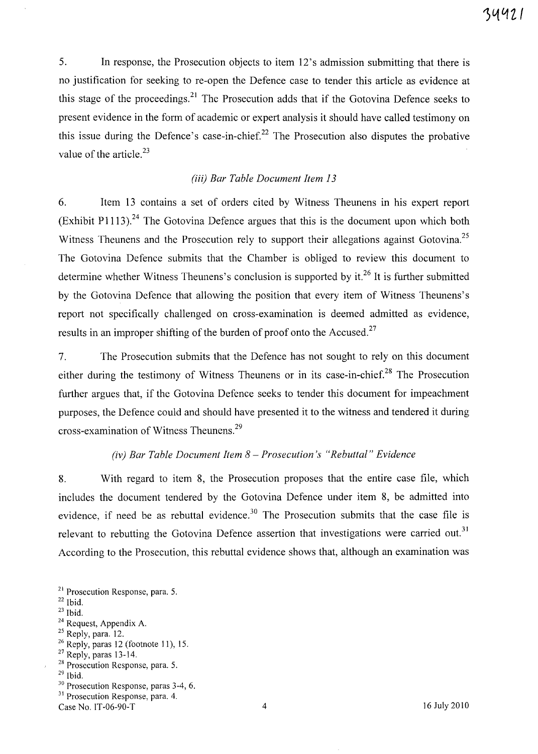5. In response, the Prosecution objects to item 12's admission submitting that there is no justification for seeking to re-open the Defence case to tender this article as evidence at this stage of the proceedings.[21] The Prosecution adds that if the Gotovina Defence seeks to present evidence in the form of academic or expert analysis it should have called testimony on this issue during the Defence's case-in-chief.[22] The Prosecution also disputes the probative value of the article.[23]

*(iii) Bar Table Document Item 13*

6. Item 13 contains a set of orders cited by Witness Theunens in his expert report (Exhibit P1113).[24] The Gotovina Defence argues that this is the document upon which both Witness Theunens and the Prosecution rely to support their allegations against Gotovina.[25] The Gotovina Defence submits that the Chamber is obliged to review this document to determine whether Witness Theunens's conclusion is supported by it.[26] It is further submitted by the Gotovina Defence that allowing the position that every item of Witness Theunens's report not specifically challenged on cross-examination is deemed admitted as evidence, results in an improper shifting of the burden of proof onto the Accused.[27]

7. The Prosecution submits that the Defence has not sought to rely on this document either during the testimony of Witness Theunens or in its case-in-chief.[28] The Prosecution further argues that, if the Gotovina Defence seeks to tender this document for impeachment purposes, the Defence could and should have presented it to the witness and tendered it during cross-examination of Witness Theunens.[29]

*(iv) Bar Table Document Item 8 – Prosecution's "Rebuttal" Evidence*

8. With regard to item 8, the Prosecution proposes that the entire case file, which includes the document tendered by the Gotovina Defence under item 8, be admitted into evidence, if need be as rebuttal evidence.[30] The Prosecution submits that the case file is relevant to rebutting the Gotovina Defence assertion that investigations were carried out.[31] According to the Prosecution, this rebuttal evidence shows that, although an examination was

---

[21] Prosecution Response, para. 5.
[22] Ibid.
[23] Ibid.
[24] Request, Appendix A.
[25] Reply, para. 12.
[26] Reply, paras 12 (footnote 11), 15.
[27] Reply, paras 13-14.
[28] Prosecution Response, para. 5.
[29] Ibid.
[30] Prosecution Response, paras 3-4, 6.
[31] Prosecution Response, para. 4.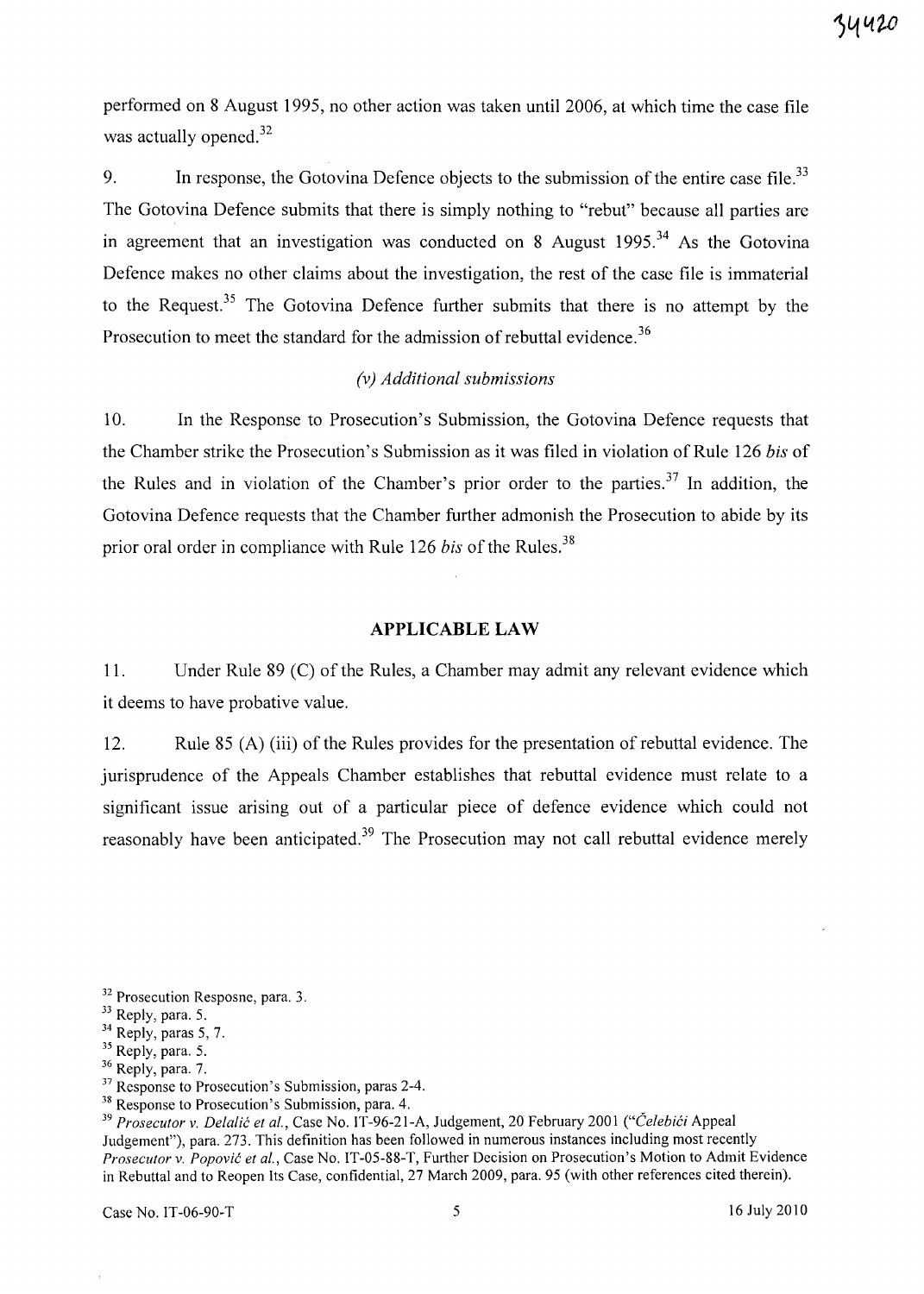performed on 8 August 1995, no other action was taken until 2006, at which time the case file was actually opened.[32]

9. In response, the Gotovina Defence objects to the submission of the entire case file.[33] The Gotovina Defence submits that there is simply nothing to "rebut" because all parties are in agreement that an investigation was conducted on 8 August 1995.[34] As the Gotovina Defence makes no other claims about the investigation, the rest of the case file is immaterial to the Request.[35] The Gotovina Defence further submits that there is no attempt by the Prosecution to meet the standard for the admission of rebuttal evidence.[36]

*(v) Additional submissions*

10. In the Response to Prosecution's Submission, the Gotovina Defence requests that the Chamber strike the Prosecution's Submission as it was filed in violation of Rule 126 *bis* of the Rules and in violation of the Chamber's prior order to the parties.[37] In addition, the Gotovina Defence requests that the Chamber further admonish the Prosecution to abide by its prior oral order in compliance with Rule 126 *bis* of the Rules.[38]

## APPLICABLE LAW

11. Under Rule 89 (C) of the Rules, a Chamber may admit any relevant evidence which it deems to have probative value.

12. Rule 85 (A) (iii) of the Rules provides for the presentation of rebuttal evidence. The jurisprudence of the Appeals Chamber establishes that rebuttal evidence must relate to a significant issue arising out of a particular piece of defence evidence which could not reasonably have been anticipated.[39] The Prosecution may not call rebuttal evidence merely

---

[32] Prosecution Resposne, para. 3.

[33] Reply, para. 5.

[34] Reply, paras 5, 7.

[35] Reply, para. 5.

[36] Reply, para. 7.

[37] Response to Prosecution's Submission, paras 2-4.

[38] Response to Prosecution's Submission, para. 4.

[39] *Prosecutor v. Delalić et al.*, Case No. IT-96-21-A, Judgement, 20 February 2001 ("*Čelebići* Appeal Judgement"), para. 273. This definition has been followed in numerous instances including most recently *Prosecutor v. Popović et al.*, Case No. IT-05-88-T, Further Decision on Prosecution's Motion to Admit Evidence in Rebuttal and to Reopen Its Case, confidential, 27 March 2009, para. 95 (with other references cited therein).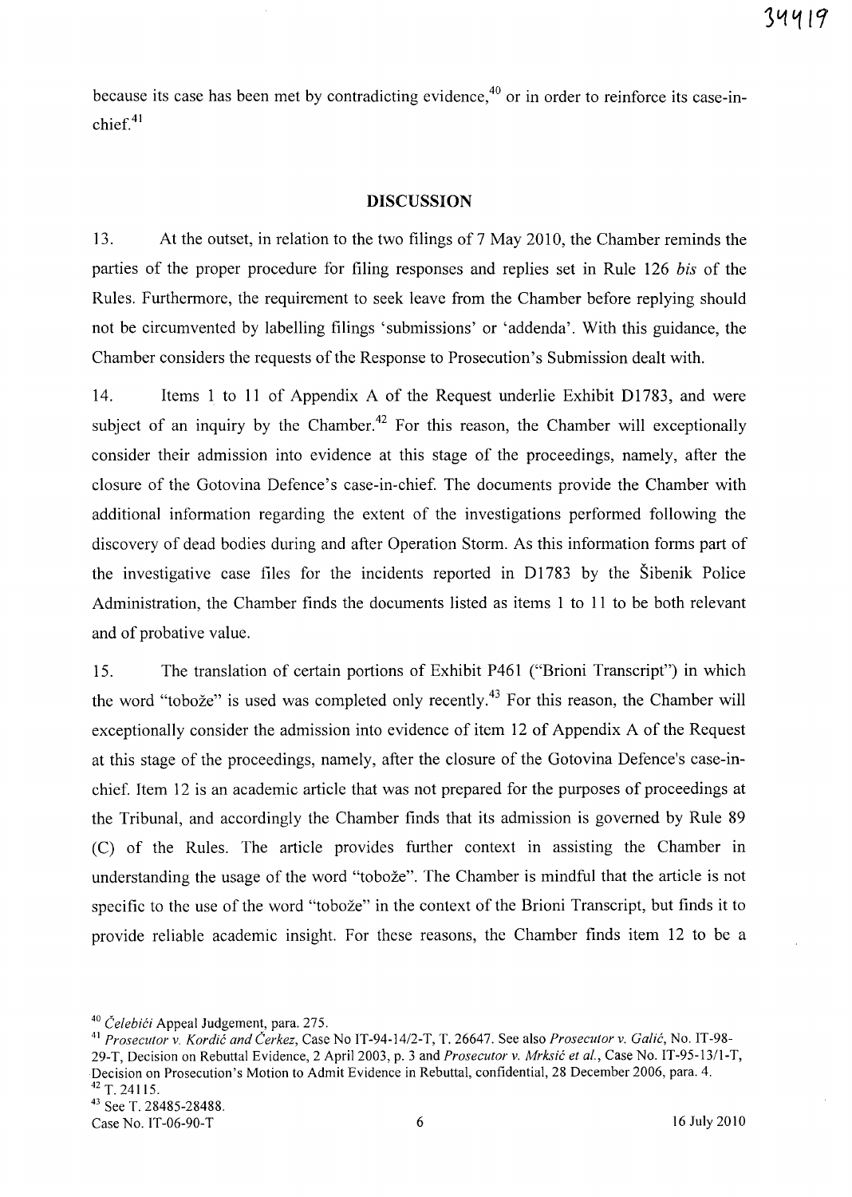because its case has been met by contradicting evidence,[40] or in order to reinforce its case-in-chief.[41]

## DISCUSSION

13. At the outset, in relation to the two filings of 7 May 2010, the Chamber reminds the parties of the proper procedure for filing responses and replies set in Rule 126 *bis* of the Rules. Furthermore, the requirement to seek leave from the Chamber before replying should not be circumvented by labelling filings 'submissions' or 'addenda'. With this guidance, the Chamber considers the requests of the Response to Prosecution's Submission dealt with.

14. Items 1 to 11 of Appendix A of the Request underlie Exhibit D1783, and were subject of an inquiry by the Chamber.[42] For this reason, the Chamber will exceptionally consider their admission into evidence at this stage of the proceedings, namely, after the closure of the Gotovina Defence's case-in-chief. The documents provide the Chamber with additional information regarding the extent of the investigations performed following the discovery of dead bodies during and after Operation Storm. As this information forms part of the investigative case files for the incidents reported in D1783 by the Šibenik Police Administration, the Chamber finds the documents listed as items 1 to 11 to be both relevant and of probative value.

15. The translation of certain portions of Exhibit P461 ("Brioni Transcript") in which the word "tobože" is used was completed only recently.[43] For this reason, the Chamber will exceptionally consider the admission into evidence of item 12 of Appendix A of the Request at this stage of the proceedings, namely, after the closure of the Gotovina Defence's case-in-chief. Item 12 is an academic article that was not prepared for the purposes of proceedings at the Tribunal, and accordingly the Chamber finds that its admission is governed by Rule 89 (C) of the Rules. The article provides further context in assisting the Chamber in understanding the usage of the word "tobože". The Chamber is mindful that the article is not specific to the use of the word "tobože" in the context of the Brioni Transcript, but finds it to provide reliable academic insight. For these reasons, the Chamber finds item 12 to be a

---

[40] *Čelebići* Appeal Judgement, para. 275.

[41] *Prosecutor v. Kordić and Čerkez*, Case No IT-94-14/2-T, T. 26647. See also *Prosecutor v. Galić*, No. IT-98-29-T, Decision on Rebuttal Evidence, 2 April 2003, p. 3 and *Prosecutor v. Mrksić et al.*, Case No. IT-95-13/1-T, Decision on Prosecution's Motion to Admit Evidence in Rebuttal, confidential, 28 December 2006, para. 4.

[42] T. 24115.

[43] See T. 28485-28488.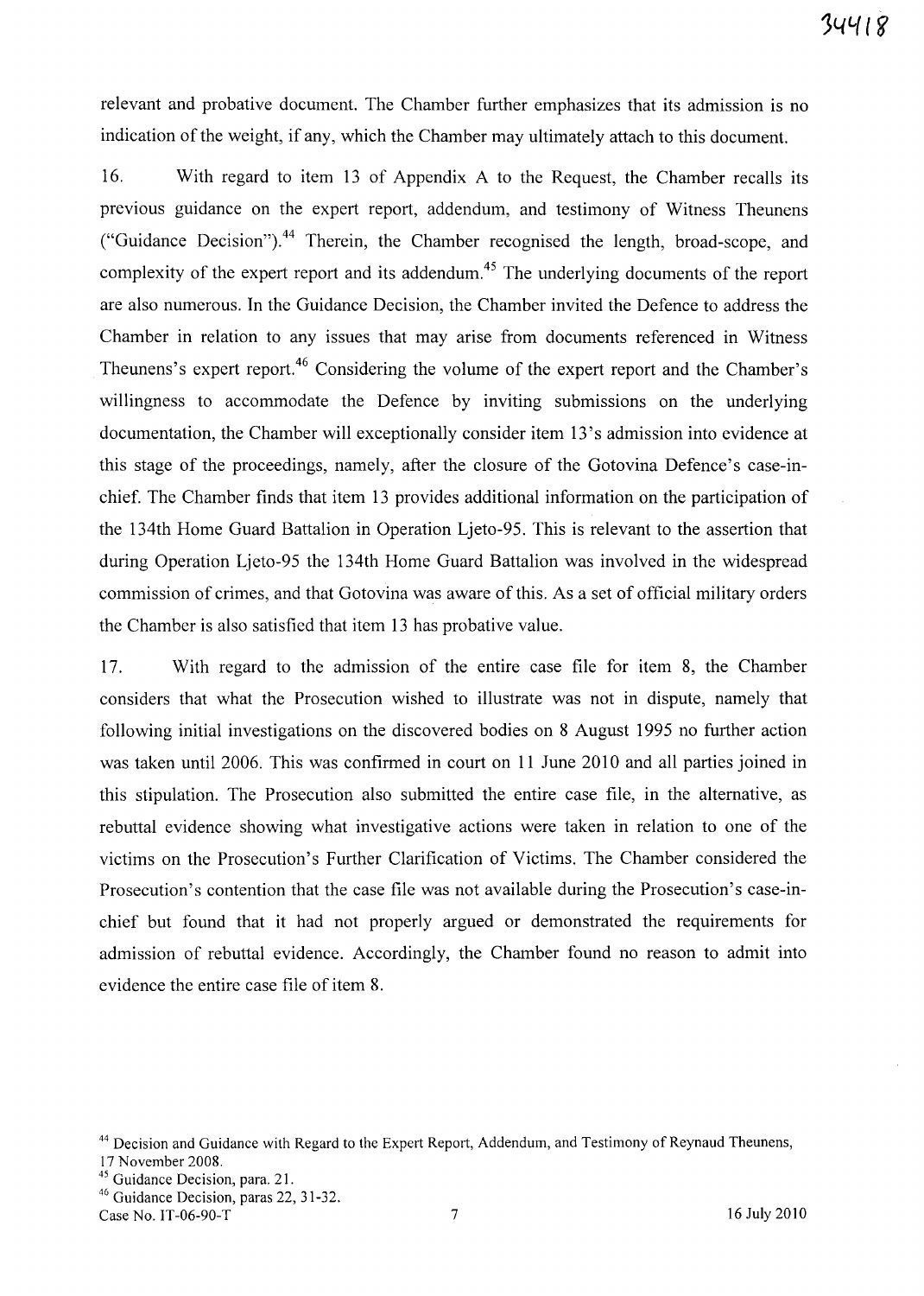relevant and probative document. The Chamber further emphasizes that its admission is no indication of the weight, if any, which the Chamber may ultimately attach to this document.

16. With regard to item 13 of Appendix A to the Request, the Chamber recalls its previous guidance on the expert report, addendum, and testimony of Witness Theunens ("Guidance Decision").[44] Therein, the Chamber recognised the length, broad-scope, and complexity of the expert report and its addendum.[45] The underlying documents of the report are also numerous. In the Guidance Decision, the Chamber invited the Defence to address the Chamber in relation to any issues that may arise from documents referenced in Witness Theunens's expert report.[46] Considering the volume of the expert report and the Chamber's willingness to accommodate the Defence by inviting submissions on the underlying documentation, the Chamber will exceptionally consider item 13's admission into evidence at this stage of the proceedings, namely, after the closure of the Gotovina Defence's case-in-chief. The Chamber finds that item 13 provides additional information on the participation of the 134th Home Guard Battalion in Operation Ljeto-95. This is relevant to the assertion that during Operation Ljeto-95 the 134th Home Guard Battalion was involved in the widespread commission of crimes, and that Gotovina was aware of this. As a set of official military orders the Chamber is also satisfied that item 13 has probative value.

17. With regard to the admission of the entire case file for item 8, the Chamber considers that what the Prosecution wished to illustrate was not in dispute, namely that following initial investigations on the discovered bodies on 8 August 1995 no further action was taken until 2006. This was confirmed in court on 11 June 2010 and all parties joined in this stipulation. The Prosecution also submitted the entire case file, in the alternative, as rebuttal evidence showing what investigative actions were taken in relation to one of the victims on the Prosecution's Further Clarification of Victims. The Chamber considered the Prosecution's contention that the case file was not available during the Prosecution's case-in-chief but found that it had not properly argued or demonstrated the requirements for admission of rebuttal evidence. Accordingly, the Chamber found no reason to admit into evidence the entire case file of item 8.

[44] Decision and Guidance with Regard to the Expert Report, Addendum, and Testimony of Reynaud Theunens, 17 November 2008.

[45] Guidance Decision, para. 21.

[46] Guidance Decision, paras 22, 31-32.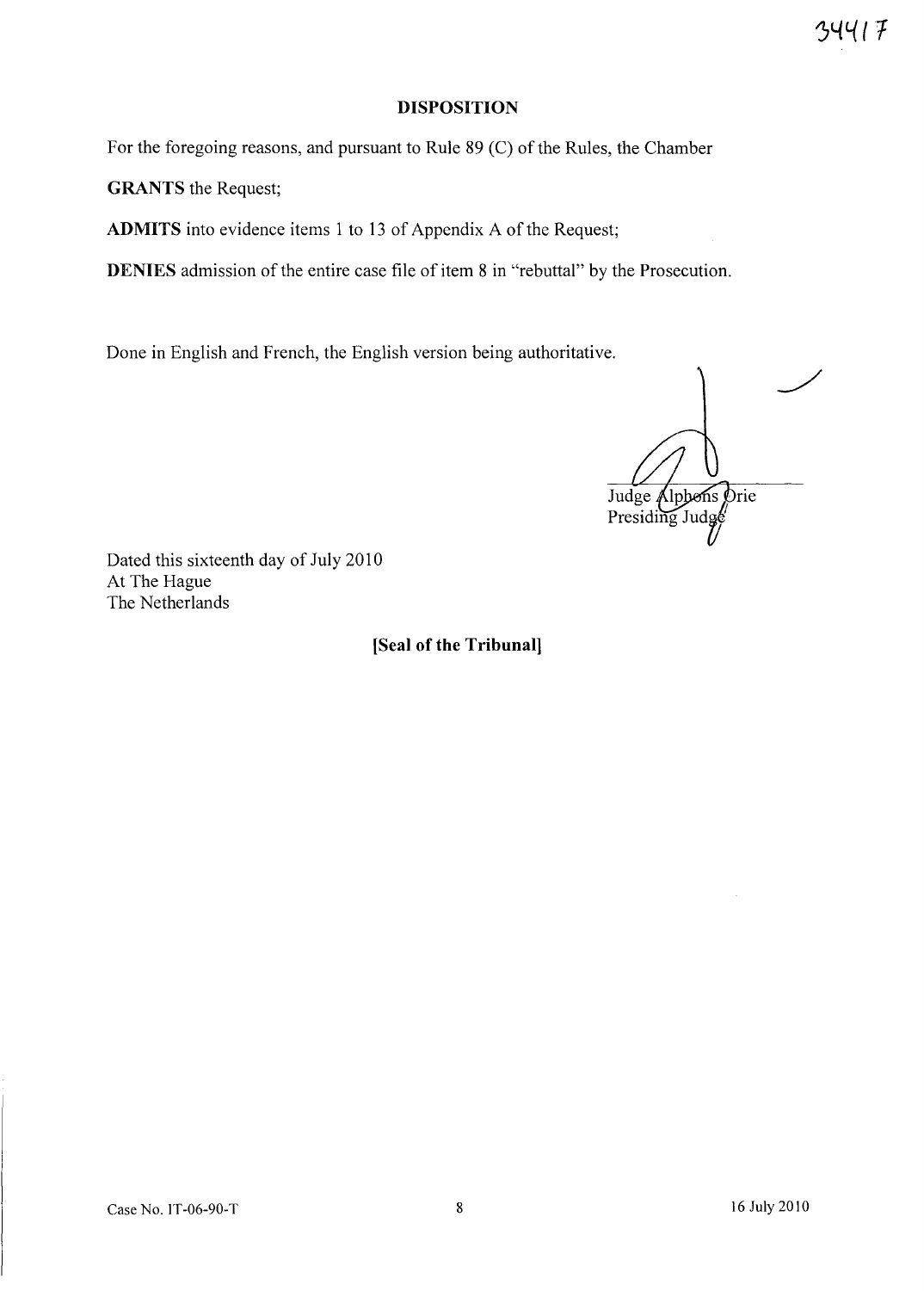## DISPOSITION

For the foregoing reasons, and pursuant to Rule 89 (C) of the Rules, the Chamber

**GRANTS** the Request;

**ADMITS** into evidence items 1 to 13 of Appendix A of the Request;

**DENIES** admission of the entire case file of item 8 in "rebuttal" by the Prosecution.

Done in English and French, the English version being authoritative.

Judge Alphons Orie
Presiding Judge

Dated this sixteenth day of July 2010
At The Hague
The Netherlands

**[Seal of the Tribunal]**